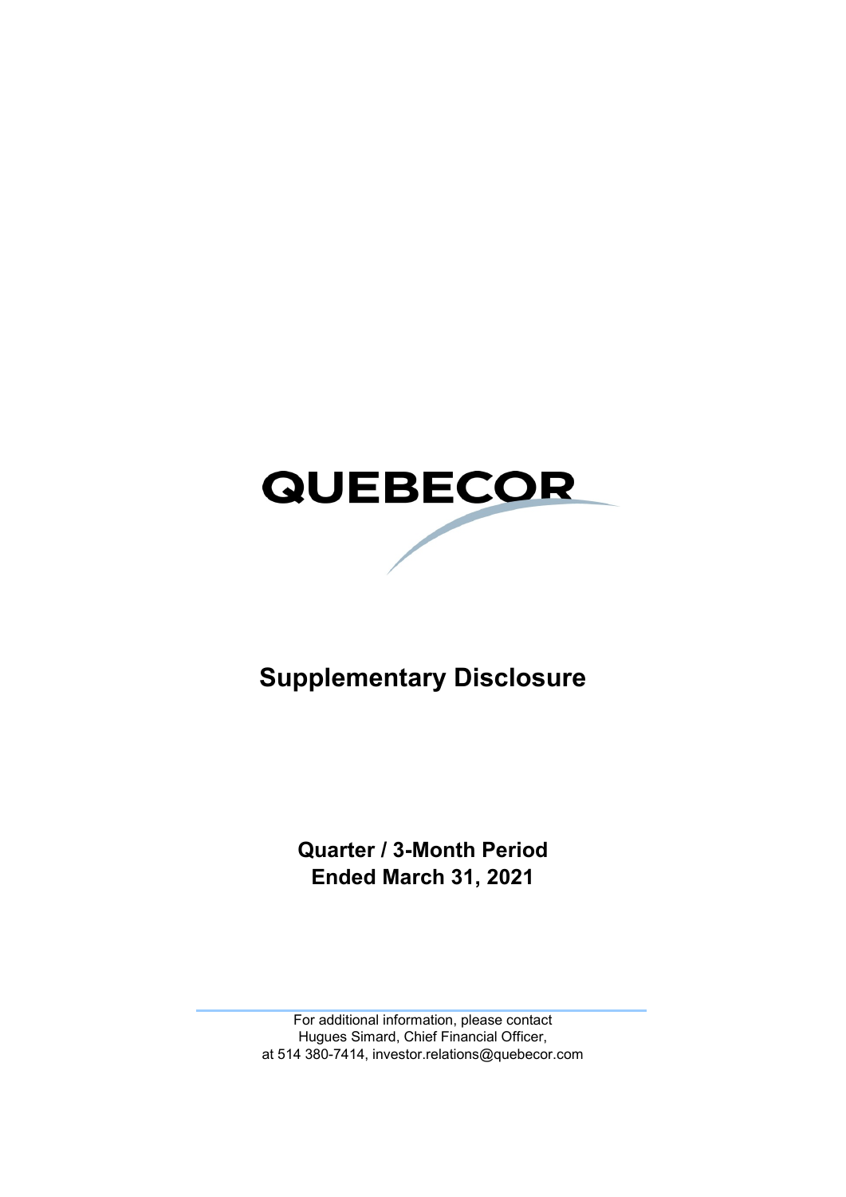# QUEBECOR

## Supplementary Disclosure

**Quarter / 3-Month Period**
**Ended March 31, 2021**

For additional information, please contact
Hugues Simard, Chief Financial Officer,
at 514 380-7414, investor.relations@quebecor.com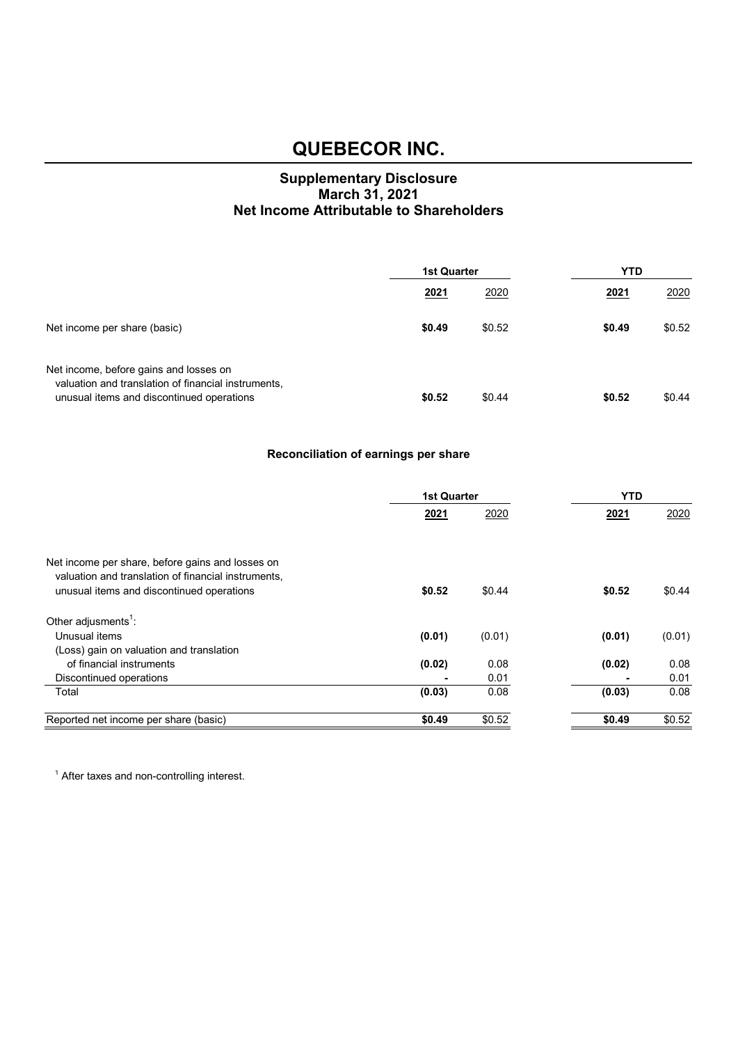# QUEBECOR INC.

## Supplementary Disclosure
## March 31, 2021
## Net Income Attributable to Shareholders

| | 1st Quarter | | YTD | |
|---|---|---|---|---|
| | **2021** | 2020 | **2021** | 2020 |
| Net income per share (basic) | **$0.49** | $0.52 | **$0.49** | $0.52 |
| Net income, before gains and losses on valuation and translation of financial instruments, unusual items and discontinued operations | **$0.52** | $0.44 | **$0.52** | $0.44 |

### Reconciliation of earnings per share

| | 1st Quarter | | YTD | |
|---|---|---|---|---|
| | **2021** | 2020 | **2021** | 2020 |
| Net income per share, before gains and losses on valuation and translation of financial instruments, unusual items and discontinued operations | **$0.52** | $0.44 | **$0.52** | $0.44 |
| Other adjusments[1]: | | | | |
| Unusual items | **(0.01)** | (0.01) | **(0.01)** | (0.01) |
| (Loss) gain on valuation and translation of financial instruments | **(0.02)** | 0.08 | **(0.02)** | 0.08 |
| Discontinued operations | **-** | 0.01 | **-** | 0.01 |
| Total | **(0.03)** | 0.08 | **(0.03)** | 0.08 |
| Reported net income per share (basic) | **$0.49** | $0.52 | **$0.49** | $0.52 |

[1] After taxes and non-controlling interest.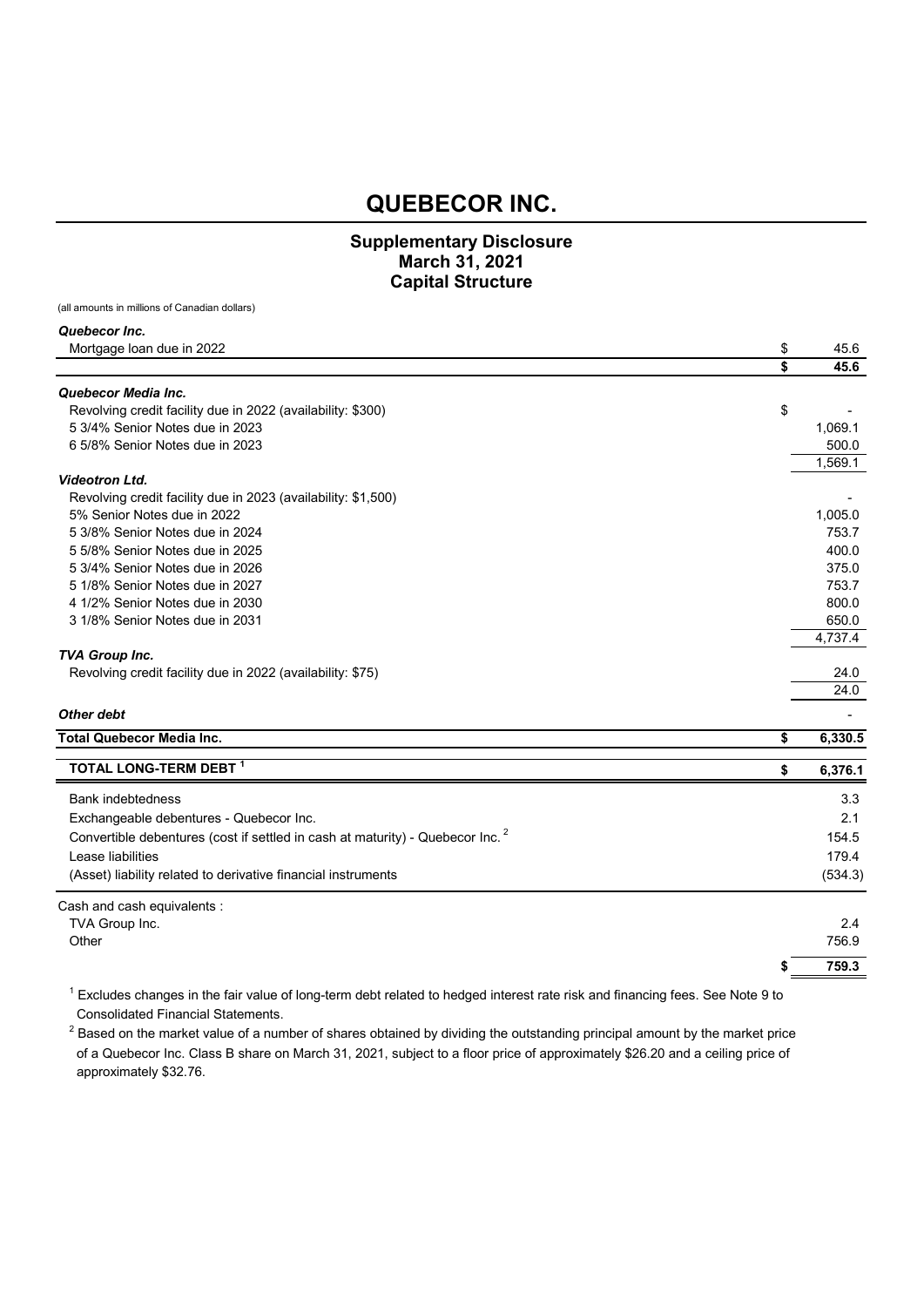# QUEBECOR INC.

## Supplementary Disclosure
## March 31, 2021
## Capital Structure

(all amounts in millions of Canadian dollars)

| | | |
|---|---|---|
| ***Quebecor Inc.*** | | |
| Mortgage loan due in 2022 | $ | 45.6 |
| | **$** | **45.6** |
| ***Quebecor Media Inc.*** | | |
| Revolving credit facility due in 2022 (availability: $300) | $ | - |
| 5 3/4% Senior Notes due in 2023 | | 1,069.1 |
| 6 5/8% Senior Notes due in 2023 | | 500.0 |
| | | 1,569.1 |
| ***Videotron Ltd.*** | | |
| Revolving credit facility due in 2023 (availability: $1,500) | | - |
| 5% Senior Notes due in 2022 | | 1,005.0 |
| 5 3/8% Senior Notes due in 2024 | | 753.7 |
| 5 5/8% Senior Notes due in 2025 | | 400.0 |
| 5 3/4% Senior Notes due in 2026 | | 375.0 |
| 5 1/8% Senior Notes due in 2027 | | 753.7 |
| 4 1/2% Senior Notes due in 2030 | | 800.0 |
| 3 1/8% Senior Notes due in 2031 | | 650.0 |
| | | 4,737.4 |
| ***TVA Group Inc.*** | | |
| Revolving credit facility due in 2022 (availability: $75) | | 24.0 |
| | | 24.0 |
| ***Other debt*** | | - |
| **Total Quebecor Media Inc.** | **$** | **6,330.5** |
| **TOTAL LONG-TERM DEBT [1]** | **$** | **6,376.1** |
| Bank indebtedness | | 3.3 |
| Exchangeable debentures - Quebecor Inc. | | 2.1 |
| Convertible debentures (cost if settled in cash at maturity) - Quebecor Inc. [2] | | 154.5 |
| Lease liabilities | | 179.4 |
| (Asset) liability related to derivative financial instruments | | (534.3) |
| Cash and cash equivalents : | | |
| TVA Group Inc. | | 2.4 |
| Other | | 756.9 |
| | **$** | **759.3** |

[1] Excludes changes in the fair value of long-term debt related to hedged interest rate risk and financing fees. See Note 9 to Consolidated Financial Statements.

[2] Based on the market value of a number of shares obtained by dividing the outstanding principal amount by the market price of a Quebecor Inc. Class B share on March 31, 2021, subject to a floor price of approximately $26.20 and a ceiling price of approximately $32.76.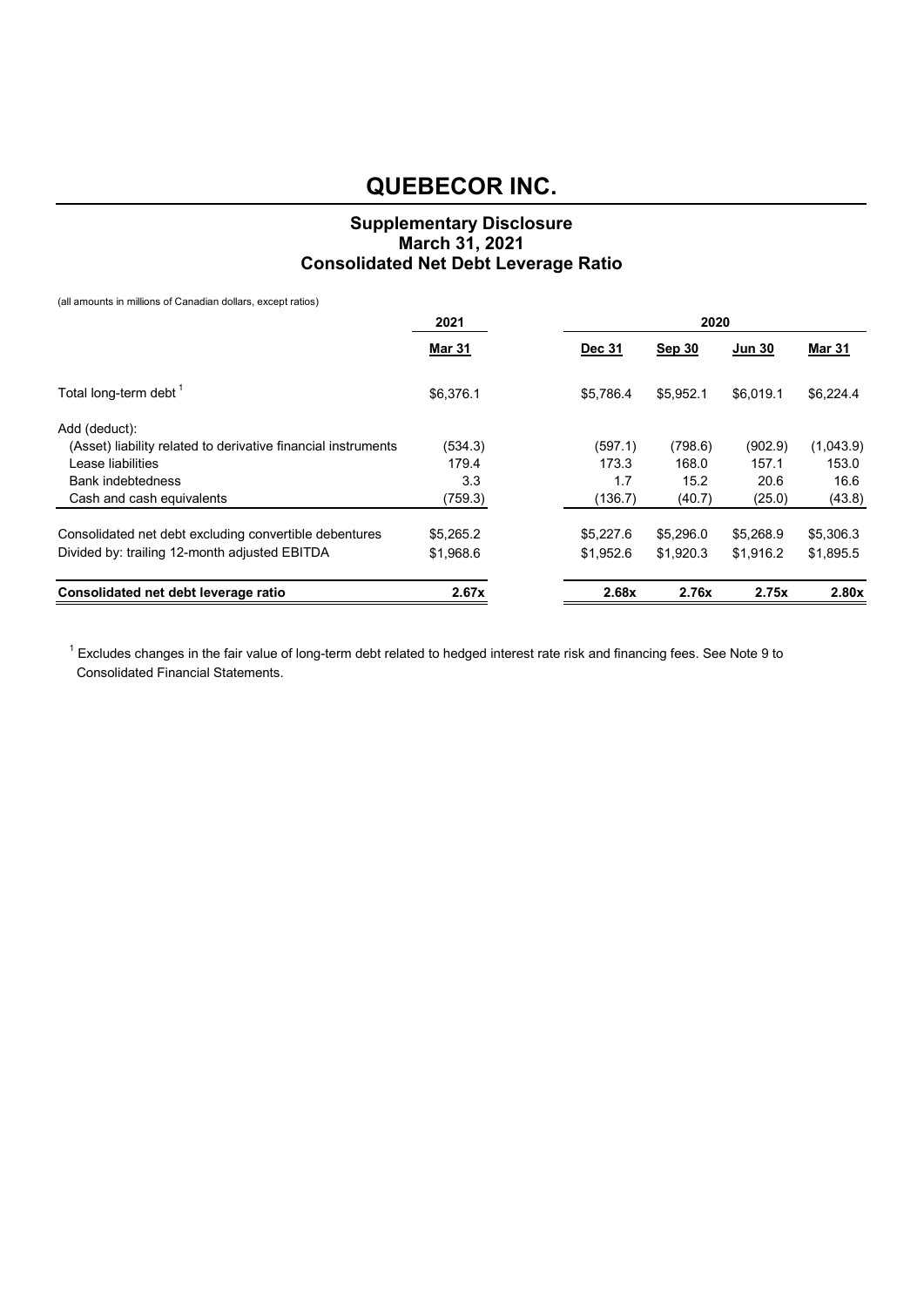# QUEBECOR INC.

## Supplementary Disclosure
## March 31, 2021
## Consolidated Net Debt Leverage Ratio

(all amounts in millions of Canadian dollars, except ratios)

| | 2021 | 2020 | | | |
|---|---|---|---|---|---|
| | **Mar 31** | **Dec 31** | **Sep 30** | **Jun 30** | **Mar 31** |
| Total long-term debt [1] | $6,376.1 | $5,786.4 | $5,952.1 | $6,019.1 | $6,224.4 |
| Add (deduct): | | | | | |
| (Asset) liability related to derivative financial instruments | (534.3) | (597.1) | (798.6) | (902.9) | (1,043.9) |
| Lease liabilities | 179.4 | 173.3 | 168.0 | 157.1 | 153.0 |
| Bank indebtedness | 3.3 | 1.7 | 15.2 | 20.6 | 16.6 |
| Cash and cash equivalents | (759.3) | (136.7) | (40.7) | (25.0) | (43.8) |
| Consolidated net debt excluding convertible debentures | $5,265.2 | $5,227.6 | $5,296.0 | $5,268.9 | $5,306.3 |
| Divided by: trailing 12-month adjusted EBITDA | $1,968.6 | $1,952.6 | $1,920.3 | $1,916.2 | $1,895.5 |
| **Consolidated net debt leverage ratio** | **2.67x** | **2.68x** | **2.76x** | **2.75x** | **2.80x** |

[1] Excludes changes in the fair value of long-term debt related to hedged interest rate risk and financing fees. See Note 9 to Consolidated Financial Statements.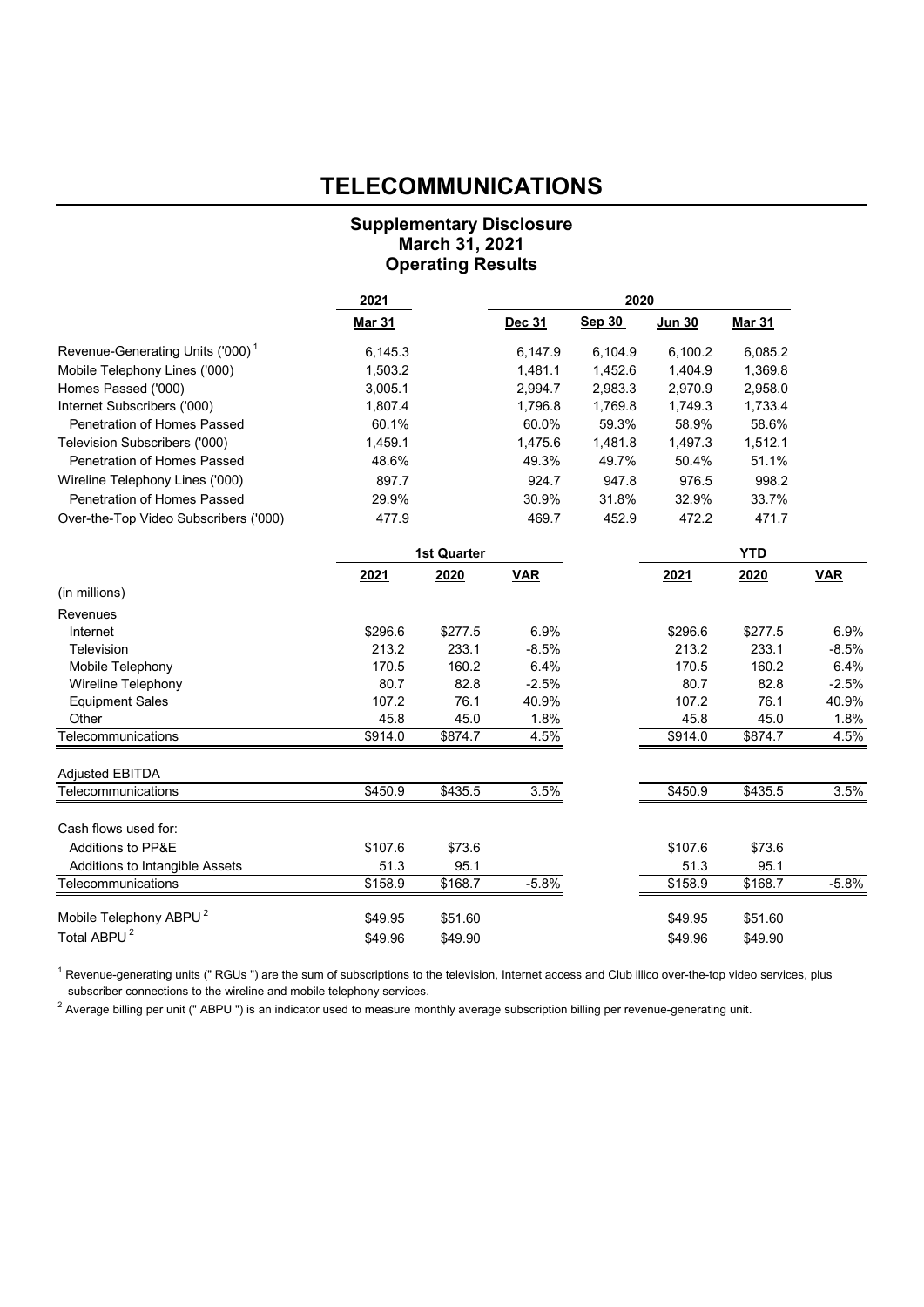# TELECOMMUNICATIONS

### Supplementary Disclosure
### March 31, 2021
### Operating Results

| | 2021 | 2020 | | | |
|---|---|---|---|---|---|
| | **Mar 31** | **Dec 31** | **Sep 30** | **Jun 30** | **Mar 31** |
| Revenue-Generating Units ('000) [1] | 6,145.3 | 6,147.9 | 6,104.9 | 6,100.2 | 6,085.2 |
| Mobile Telephony Lines ('000) | 1,503.2 | 1,481.1 | 1,452.6 | 1,404.9 | 1,369.8 |
| Homes Passed ('000) | 3,005.1 | 2,994.7 | 2,983.3 | 2,970.9 | 2,958.0 |
| Internet Subscribers ('000) | 1,807.4 | 1,796.8 | 1,769.8 | 1,749.3 | 1,733.4 |
| Penetration of Homes Passed | 60.1% | 60.0% | 59.3% | 58.9% | 58.6% |
| Television Subscribers ('000) | 1,459.1 | 1,475.6 | 1,481.8 | 1,497.3 | 1,512.1 |
| Penetration of Homes Passed | 48.6% | 49.3% | 49.7% | 50.4% | 51.1% |
| Wireline Telephony Lines ('000) | 897.7 | 924.7 | 947.8 | 976.5 | 998.2 |
| Penetration of Homes Passed | 29.9% | 30.9% | 31.8% | 32.9% | 33.7% |
| Over-the-Top Video Subscribers ('000) | 477.9 | 469.7 | 452.9 | 472.2 | 471.7 |

| | 1st Quarter | | | YTD | | |
|---|---|---|---|---|---|---|
| | **2021** | **2020** | **VAR** | **2021** | **2020** | **VAR** |
| (in millions) | | | | | | |
| Revenues | | | | | | |
| Internet | $296.6 | $277.5 | 6.9% | $296.6 | $277.5 | 6.9% |
| Television | 213.2 | 233.1 | -8.5% | 213.2 | 233.1 | -8.5% |
| Mobile Telephony | 170.5 | 160.2 | 6.4% | 170.5 | 160.2 | 6.4% |
| Wireline Telephony | 80.7 | 82.8 | -2.5% | 80.7 | 82.8 | -2.5% |
| Equipment Sales | 107.2 | 76.1 | 40.9% | 107.2 | 76.1 | 40.9% |
| Other | 45.8 | 45.0 | 1.8% | 45.8 | 45.0 | 1.8% |
| Telecommunications | $914.0 | $874.7 | 4.5% | $914.0 | $874.7 | 4.5% |
| | | | | | | |
| Adjusted EBITDA | | | | | | |
| Telecommunications | $450.9 | $435.5 | 3.5% | $450.9 | $435.5 | 3.5% |
| | | | | | | |
| Cash flows used for: | | | | | | |
| Additions to PP&E | $107.6 | $73.6 | | $107.6 | $73.6 | |
| Additions to Intangible Assets | 51.3 | 95.1 | | 51.3 | 95.1 | |
| Telecommunications | $158.9 | $168.7 | -5.8% | $158.9 | $168.7 | -5.8% |
| | | | | | | |
| Mobile Telephony ABPU [2] | $49.95 | $51.60 | | $49.95 | $51.60 | |
| Total ABPU [2] | $49.96 | $49.90 | | $49.96 | $49.90 | |

[1] Revenue-generating units (" RGUs ") are the sum of subscriptions to the television, Internet access and Club illico over-the-top video services, plus subscriber connections to the wireline and mobile telephony services.

[2] Average billing per unit (" ABPU ") is an indicator used to measure monthly average subscription billing per revenue-generating unit.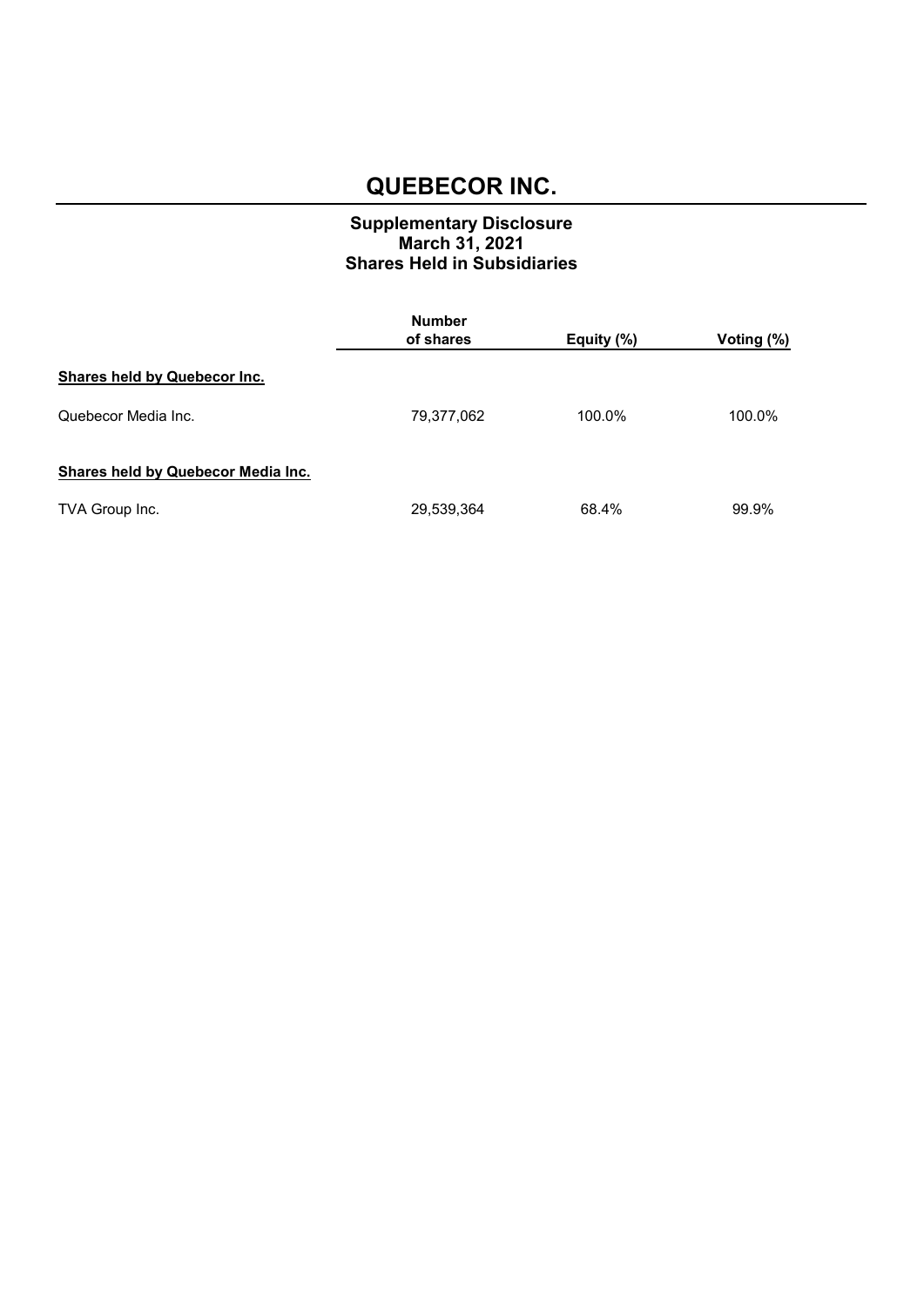# QUEBECOR INC.

## Supplementary Disclosure
## March 31, 2021
## Shares Held in Subsidiaries

| | Number of shares | Equity (%) | Voting (%) |
|---|---|---|---|
| **Shares held by Quebecor Inc.** | | | |
| Quebecor Media Inc. | 79,377,062 | 100.0% | 100.0% |
| **Shares held by Quebecor Media Inc.** | | | |
| TVA Group Inc. | 29,539,364 | 68.4% | 99.9% |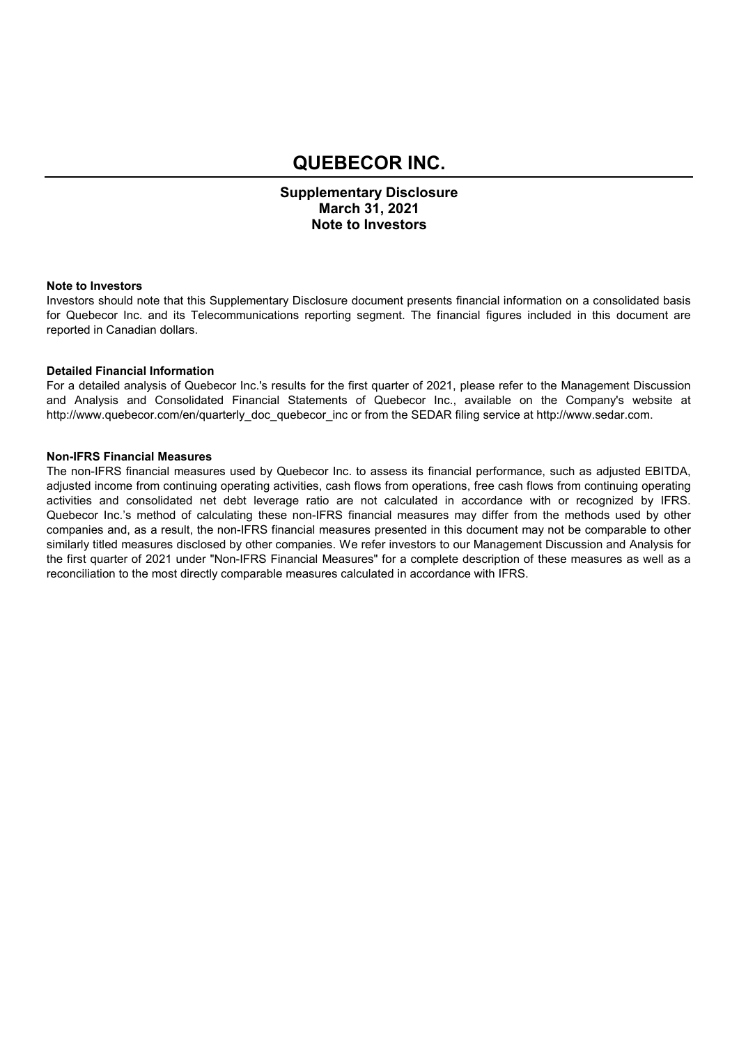# QUEBECOR INC.

## Supplementary Disclosure
## March 31, 2021
## Note to Investors

**Note to Investors**

Investors should note that this Supplementary Disclosure document presents financial information on a consolidated basis for Quebecor Inc. and its Telecommunications reporting segment. The financial figures included in this document are reported in Canadian dollars.

**Detailed Financial Information**

For a detailed analysis of Quebecor Inc.'s results for the first quarter of 2021, please refer to the Management Discussion and Analysis and Consolidated Financial Statements of Quebecor Inc., available on the Company's website at http://www.quebecor.com/en/quarterly_doc_quebecor_inc or from the SEDAR filing service at http://www.sedar.com.

**Non-IFRS Financial Measures**

The non-IFRS financial measures used by Quebecor Inc. to assess its financial performance, such as adjusted EBITDA, adjusted income from continuing operating activities, cash flows from operations, free cash flows from continuing operating activities and consolidated net debt leverage ratio are not calculated in accordance with or recognized by IFRS. Quebecor Inc.'s method of calculating these non-IFRS financial measures may differ from the methods used by other companies and, as a result, the non-IFRS financial measures presented in this document may not be comparable to other similarly titled measures disclosed by other companies. We refer investors to our Management Discussion and Analysis for the first quarter of 2021 under "Non-IFRS Financial Measures" for a complete description of these measures as well as a reconciliation to the most directly comparable measures calculated in accordance with IFRS.